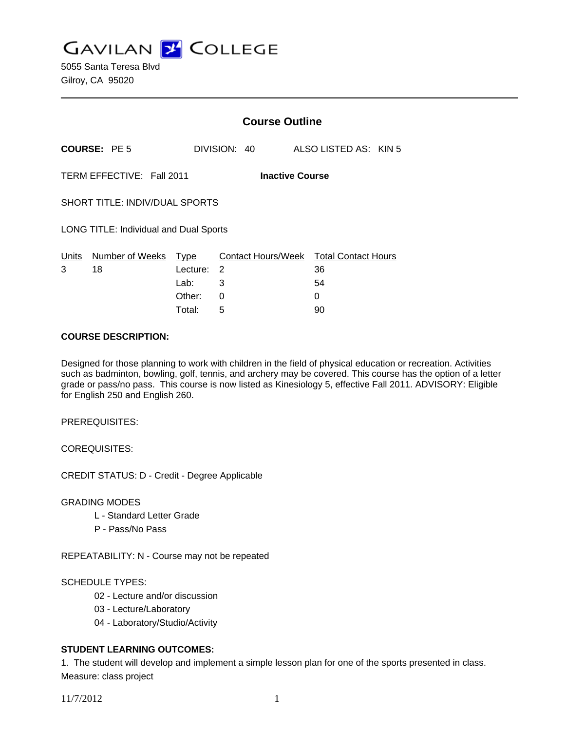# GAVILAN COLLEGE

5055 Santa Teresa Blvd
Gilroy, CA 95020

---

## Course Outline

**COURSE:** PE 5 DIVISION: 40 ALSO LISTED AS: KIN 5

TERM EFFECTIVE: Fall 2011 **Inactive Course**

SHORT TITLE: INDIV/DUAL SPORTS

LONG TITLE: Individual and Dual Sports

| Units | Number of Weeks | Type | Contact Hours/Week | Total Contact Hours |
|---|---|---|---|---|
| 3 | 18 | Lecture: | 2 | 36 |
| | | Lab: | 3 | 54 |
| | | Other: | 0 | 0 |
| | | Total: | 5 | 90 |

**COURSE DESCRIPTION:**

Designed for those planning to work with children in the field of physical education or recreation. Activities such as badminton, bowling, golf, tennis, and archery may be covered. This course has the option of a letter grade or pass/no pass. This course is now listed as Kinesiology 5, effective Fall 2011. ADVISORY: Eligible for English 250 and English 260.

PREREQUISITES:

COREQUISITES:

CREDIT STATUS: D - Credit - Degree Applicable

GRADING MODES

- L - Standard Letter Grade
- P - Pass/No Pass

REPEATABILITY: N - Course may not be repeated

SCHEDULE TYPES:

- 02 - Lecture and/or discussion
- 03 - Lecture/Laboratory
- 04 - Laboratory/Studio/Activity

**STUDENT LEARNING OUTCOMES:**

1. The student will develop and implement a simple lesson plan for one of the sports presented in class.
Measure: class project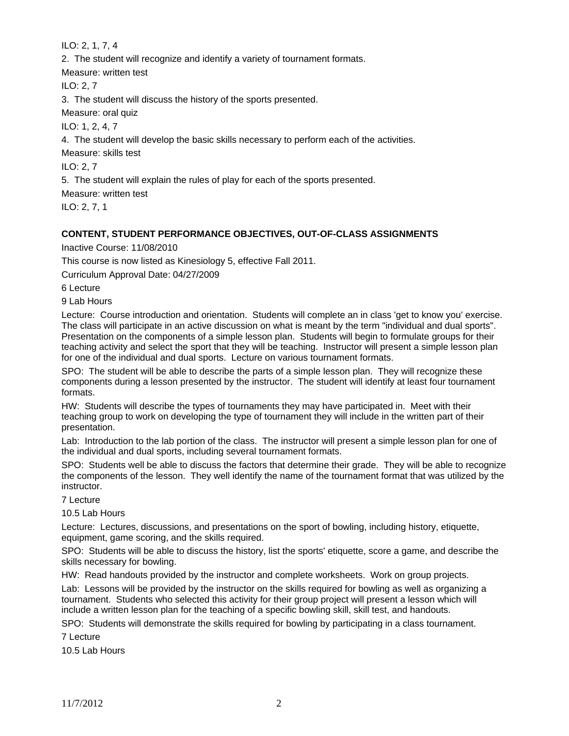ILO: 2, 1, 7, 4

2. The student will recognize and identify a variety of tournament formats.

Measure: written test

ILO: 2, 7

3. The student will discuss the history of the sports presented.

Measure: oral quiz

ILO: 1, 2, 4, 7

4. The student will develop the basic skills necessary to perform each of the activities.

Measure: skills test

ILO: 2, 7

5. The student will explain the rules of play for each of the sports presented.

Measure: written test

ILO: 2, 7, 1

**CONTENT, STUDENT PERFORMANCE OBJECTIVES, OUT-OF-CLASS ASSIGNMENTS**

Inactive Course: 11/08/2010

This course is now listed as Kinesiology 5, effective Fall 2011.

Curriculum Approval Date: 04/27/2009

6 Lecture

9 Lab Hours

Lecture: Course introduction and orientation. Students will complete an in class 'get to know you' exercise. The class will participate in an active discussion on what is meant by the term "individual and dual sports". Presentation on the components of a simple lesson plan. Students will begin to formulate groups for their teaching activity and select the sport that they will be teaching. Instructor will present a simple lesson plan for one of the individual and dual sports. Lecture on various tournament formats.

SPO: The student will be able to describe the parts of a simple lesson plan. They will recognize these components during a lesson presented by the instructor. The student will identify at least four tournament formats.

HW: Students will describe the types of tournaments they may have participated in. Meet with their teaching group to work on developing the type of tournament they will include in the written part of their presentation.

Lab: Introduction to the lab portion of the class. The instructor will present a simple lesson plan for one of the individual and dual sports, including several tournament formats.

SPO: Students well be able to discuss the factors that determine their grade. They will be able to recognize the components of the lesson. They well identify the name of the tournament format that was utilized by the instructor.

7 Lecture

10.5 Lab Hours

Lecture: Lectures, discussions, and presentations on the sport of bowling, including history, etiquette, equipment, game scoring, and the skills required.

SPO: Students will be able to discuss the history, list the sports' etiquette, score a game, and describe the skills necessary for bowling.

HW: Read handouts provided by the instructor and complete worksheets. Work on group projects.

Lab: Lessons will be provided by the instructor on the skills required for bowling as well as organizing a tournament. Students who selected this activity for their group project will present a lesson which will include a written lesson plan for the teaching of a specific bowling skill, skill test, and handouts.

SPO: Students will demonstrate the skills required for bowling by participating in a class tournament.

7 Lecture

10.5 Lab Hours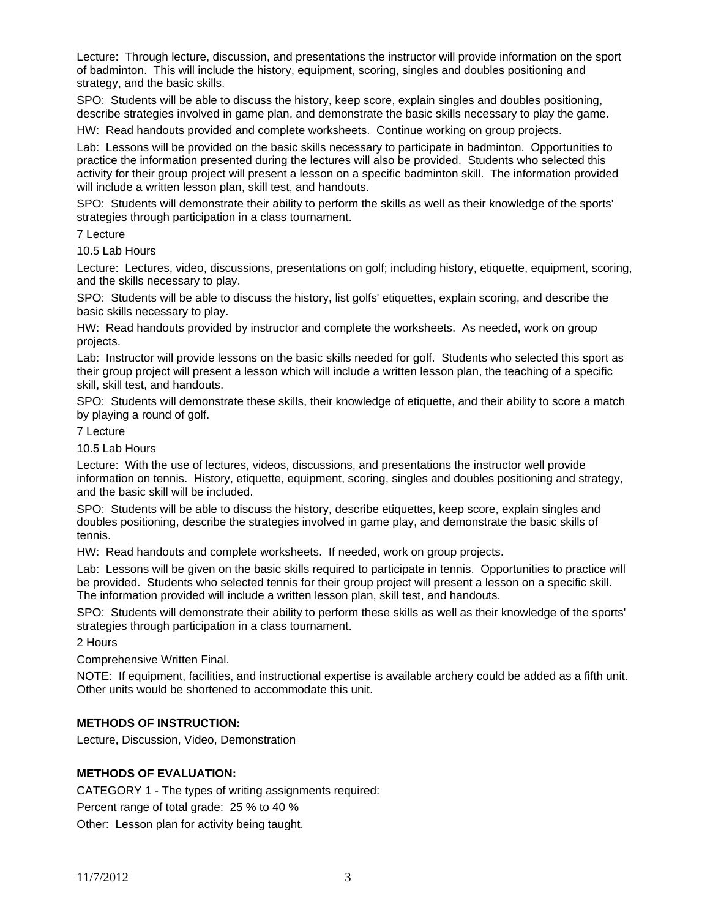Lecture: Through lecture, discussion, and presentations the instructor will provide information on the sport of badminton. This will include the history, equipment, scoring, singles and doubles positioning and strategy, and the basic skills.

SPO: Students will be able to discuss the history, keep score, explain singles and doubles positioning, describe strategies involved in game plan, and demonstrate the basic skills necessary to play the game.

HW: Read handouts provided and complete worksheets. Continue working on group projects.

Lab: Lessons will be provided on the basic skills necessary to participate in badminton. Opportunities to practice the information presented during the lectures will also be provided. Students who selected this activity for their group project will present a lesson on a specific badminton skill. The information provided will include a written lesson plan, skill test, and handouts.

SPO: Students will demonstrate their ability to perform the skills as well as their knowledge of the sports' strategies through participation in a class tournament.

7 Lecture

10.5 Lab Hours

Lecture: Lectures, video, discussions, presentations on golf; including history, etiquette, equipment, scoring, and the skills necessary to play.

SPO: Students will be able to discuss the history, list golfs' etiquettes, explain scoring, and describe the basic skills necessary to play.

HW: Read handouts provided by instructor and complete the worksheets. As needed, work on group projects.

Lab: Instructor will provide lessons on the basic skills needed for golf. Students who selected this sport as their group project will present a lesson which will include a written lesson plan, the teaching of a specific skill, skill test, and handouts.

SPO: Students will demonstrate these skills, their knowledge of etiquette, and their ability to score a match by playing a round of golf.

7 Lecture

10.5 Lab Hours

Lecture: With the use of lectures, videos, discussions, and presentations the instructor well provide information on tennis. History, etiquette, equipment, scoring, singles and doubles positioning and strategy, and the basic skill will be included.

SPO: Students will be able to discuss the history, describe etiquettes, keep score, explain singles and doubles positioning, describe the strategies involved in game play, and demonstrate the basic skills of tennis.

HW: Read handouts and complete worksheets. If needed, work on group projects.

Lab: Lessons will be given on the basic skills required to participate in tennis. Opportunities to practice will be provided. Students who selected tennis for their group project will present a lesson on a specific skill. The information provided will include a written lesson plan, skill test, and handouts.

SPO: Students will demonstrate their ability to perform these skills as well as their knowledge of the sports' strategies through participation in a class tournament.

2 Hours

Comprehensive Written Final.

NOTE: If equipment, facilities, and instructional expertise is available archery could be added as a fifth unit. Other units would be shortened to accommodate this unit.

**METHODS OF INSTRUCTION:**

Lecture, Discussion, Video, Demonstration

**METHODS OF EVALUATION:**

CATEGORY 1 - The types of writing assignments required:

Percent range of total grade: 25 % to 40 %

Other: Lesson plan for activity being taught.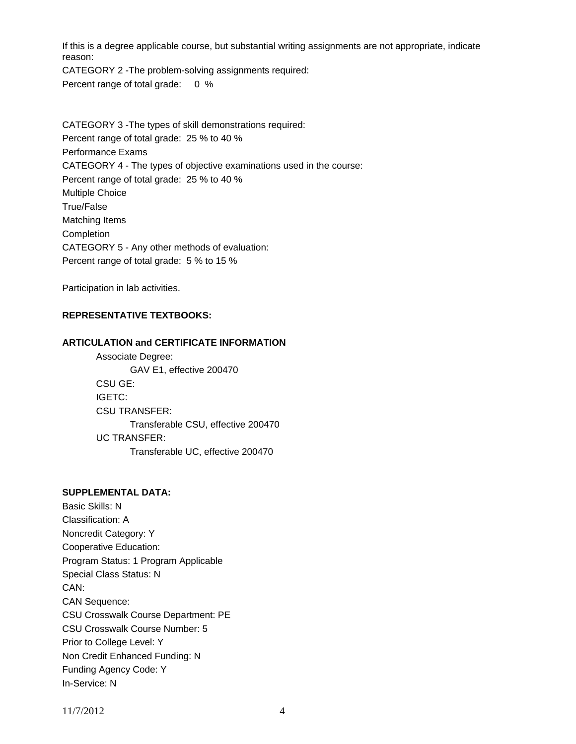If this is a degree applicable course, but substantial writing assignments are not appropriate, indicate reason:

CATEGORY 2 -The problem-solving assignments required:

Percent range of total grade: 0 %

CATEGORY 3 -The types of skill demonstrations required:

Percent range of total grade: 25 % to 40 %

Performance Exams

CATEGORY 4 - The types of objective examinations used in the course:

Percent range of total grade: 25 % to 40 %

Multiple Choice

True/False

Matching Items

Completion

CATEGORY 5 - Any other methods of evaluation:

Percent range of total grade: 5 % to 15 %

Participation in lab activities.

**REPRESENTATIVE TEXTBOOKS:**

**ARTICULATION and CERTIFICATE INFORMATION**

- Associate Degree:
  - GAV E1, effective 200470
- CSU GE:
- IGETC:
- CSU TRANSFER:
  - Transferable CSU, effective 200470
- UC TRANSFER:
  - Transferable UC, effective 200470

**SUPPLEMENTAL DATA:**

Basic Skills: N

Classification: A

Noncredit Category: Y

Cooperative Education:

Program Status: 1 Program Applicable

Special Class Status: N

CAN:

CAN Sequence:

CSU Crosswalk Course Department: PE

CSU Crosswalk Course Number: 5

Prior to College Level: Y

Non Credit Enhanced Funding: N

Funding Agency Code: Y

In-Service: N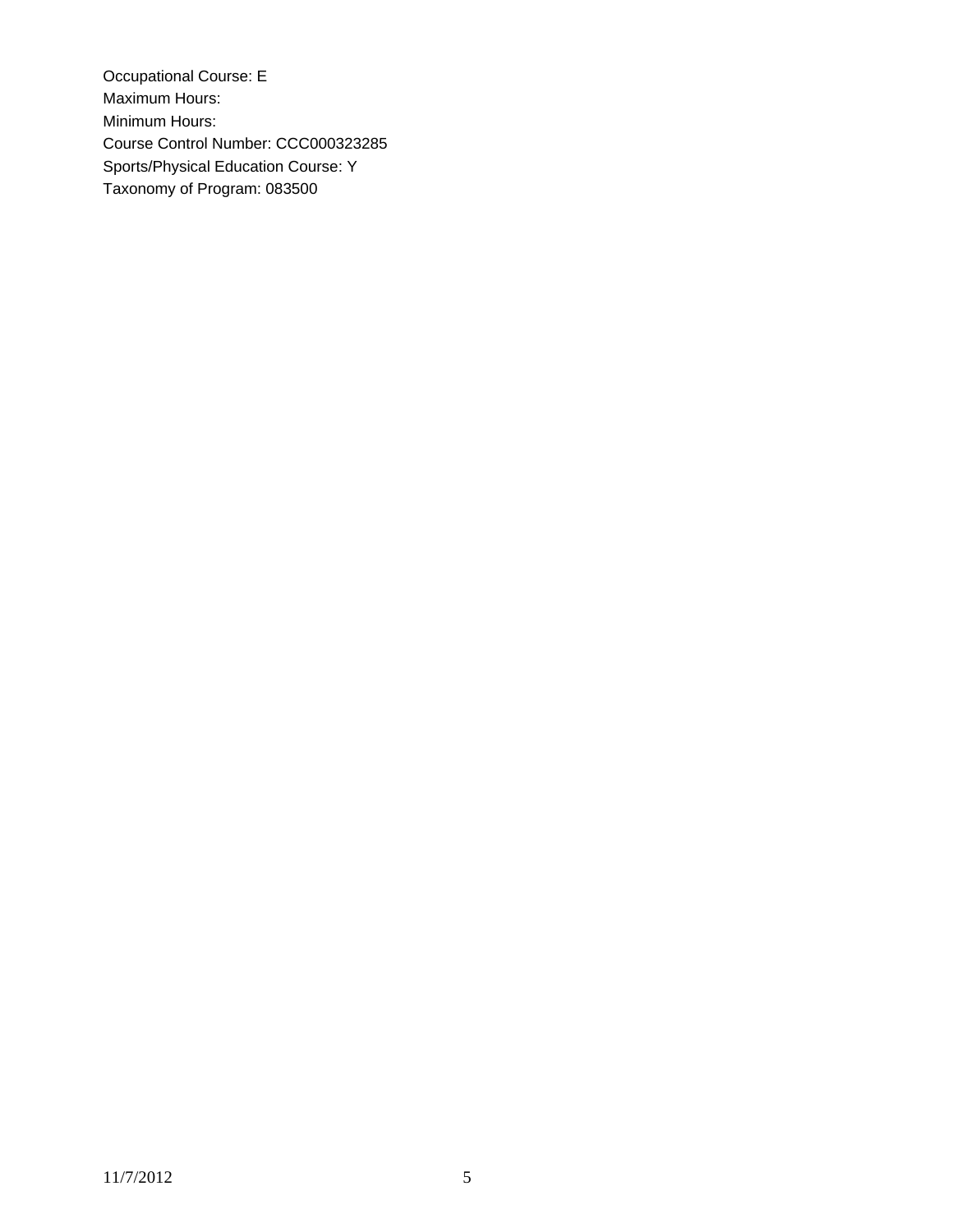Occupational Course: E
Maximum Hours:
Minimum Hours:
Course Control Number: CCC000323285
Sports/Physical Education Course: Y
Taxonomy of Program: 083500